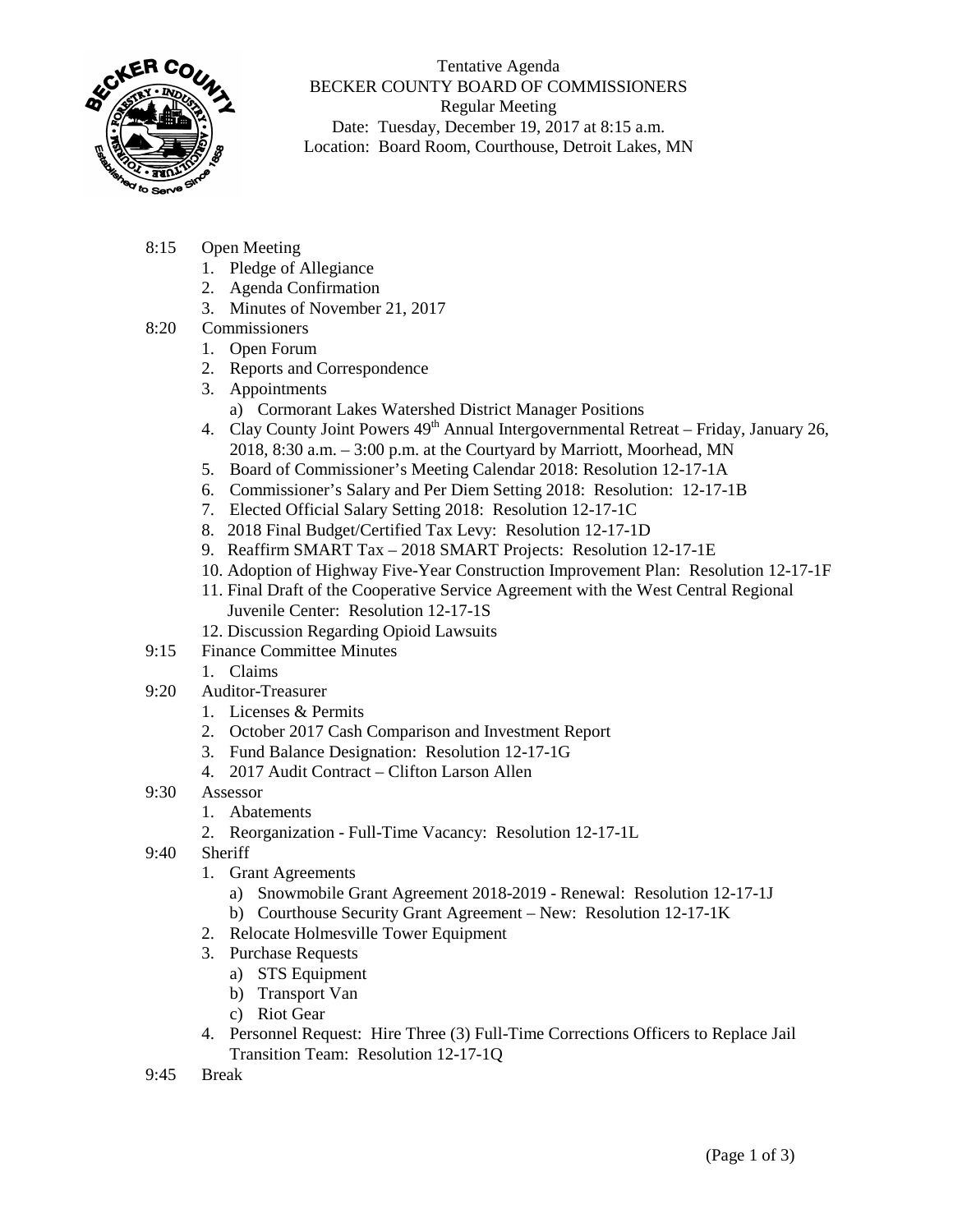Tentative Agenda
BECKER COUNTY BOARD OF COMMISSIONERS
Regular Meeting
Date: Tuesday, December 19, 2017 at 8:15 a.m.
Location: Board Room, Courthouse, Detroit Lakes, MN

8:15 Open Meeting
1. Pledge of Allegiance
2. Agenda Confirmation
3. Minutes of November 21, 2017

8:20 Commissioners
1. Open Forum
2. Reports and Correspondence
3. Appointments
   a) Cormorant Lakes Watershed District Manager Positions
4. Clay County Joint Powers 49th Annual Intergovernmental Retreat – Friday, January 26, 2018, 8:30 a.m. – 3:00 p.m. at the Courtyard by Marriott, Moorhead, MN
5. Board of Commissioner's Meeting Calendar 2018: Resolution 12-17-1A
6. Commissioner's Salary and Per Diem Setting 2018: Resolution: 12-17-1B
7. Elected Official Salary Setting 2018: Resolution 12-17-1C
8. 2018 Final Budget/Certified Tax Levy: Resolution 12-17-1D
9. Reaffirm SMART Tax – 2018 SMART Projects: Resolution 12-17-1E
10. Adoption of Highway Five-Year Construction Improvement Plan: Resolution 12-17-1F
11. Final Draft of the Cooperative Service Agreement with the West Central Regional Juvenile Center: Resolution 12-17-1S
12. Discussion Regarding Opioid Lawsuits

9:15 Finance Committee Minutes
1. Claims

9:20 Auditor-Treasurer
1. Licenses & Permits
2. October 2017 Cash Comparison and Investment Report
3. Fund Balance Designation: Resolution 12-17-1G
4. 2017 Audit Contract – Clifton Larson Allen

9:30 Assessor
1. Abatements
2. Reorganization - Full-Time Vacancy: Resolution 12-17-1L

9:40 Sheriff
1. Grant Agreements
   a) Snowmobile Grant Agreement 2018-2019 - Renewal: Resolution 12-17-1J
   b) Courthouse Security Grant Agreement – New: Resolution 12-17-1K
2. Relocate Holmesville Tower Equipment
3. Purchase Requests
   a) STS Equipment
   b) Transport Van
   c) Riot Gear
4. Personnel Request: Hire Three (3) Full-Time Corrections Officers to Replace Jail Transition Team: Resolution 12-17-1Q

9:45 Break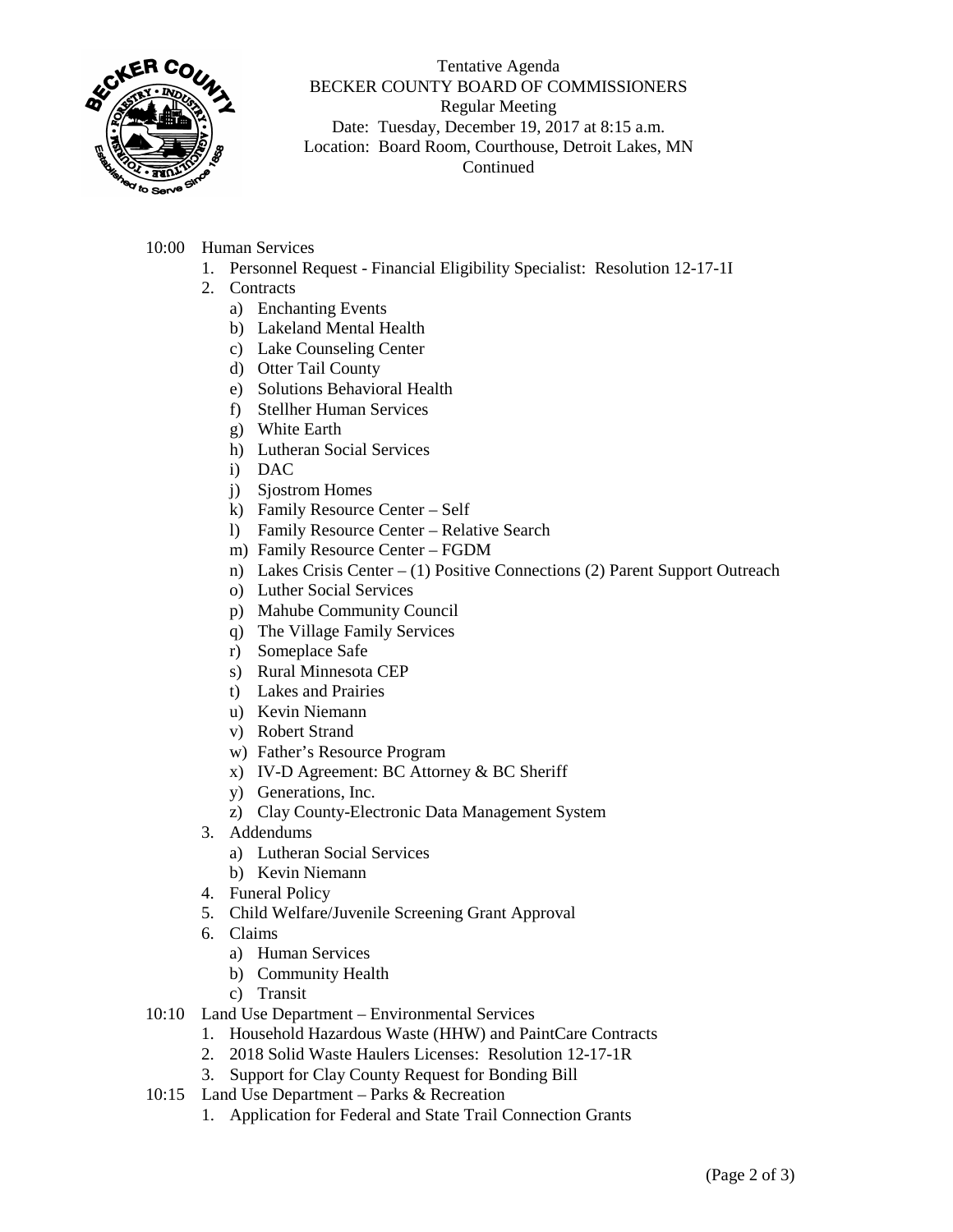Tentative Agenda
BECKER COUNTY BOARD OF COMMISSIONERS
Regular Meeting
Date: Tuesday, December 19, 2017 at 8:15 a.m.
Location: Board Room, Courthouse, Detroit Lakes, MN
Continued

10:00 Human Services

1. Personnel Request - Financial Eligibility Specialist: Resolution 12-17-1I
2. Contracts
   a) Enchanting Events
   b) Lakeland Mental Health
   c) Lake Counseling Center
   d) Otter Tail County
   e) Solutions Behavioral Health
   f) Stellher Human Services
   g) White Earth
   h) Lutheran Social Services
   i) DAC
   j) Sjostrom Homes
   k) Family Resource Center – Self
   l) Family Resource Center – Relative Search
   m) Family Resource Center – FGDM
   n) Lakes Crisis Center – (1) Positive Connections (2) Parent Support Outreach
   o) Luther Social Services
   p) Mahube Community Council
   q) The Village Family Services
   r) Someplace Safe
   s) Rural Minnesota CEP
   t) Lakes and Prairies
   u) Kevin Niemann
   v) Robert Strand
   w) Father's Resource Program
   x) IV-D Agreement: BC Attorney & BC Sheriff
   y) Generations, Inc.
   z) Clay County-Electronic Data Management System
3. Addendums
   a) Lutheran Social Services
   b) Kevin Niemann
4. Funeral Policy
5. Child Welfare/Juvenile Screening Grant Approval
6. Claims
   a) Human Services
   b) Community Health
   c) Transit

10:10 Land Use Department – Environmental Services

1. Household Hazardous Waste (HHW) and PaintCare Contracts
2. 2018 Solid Waste Haulers Licenses: Resolution 12-17-1R
3. Support for Clay County Request for Bonding Bill

10:15 Land Use Department – Parks & Recreation

1. Application for Federal and State Trail Connection Grants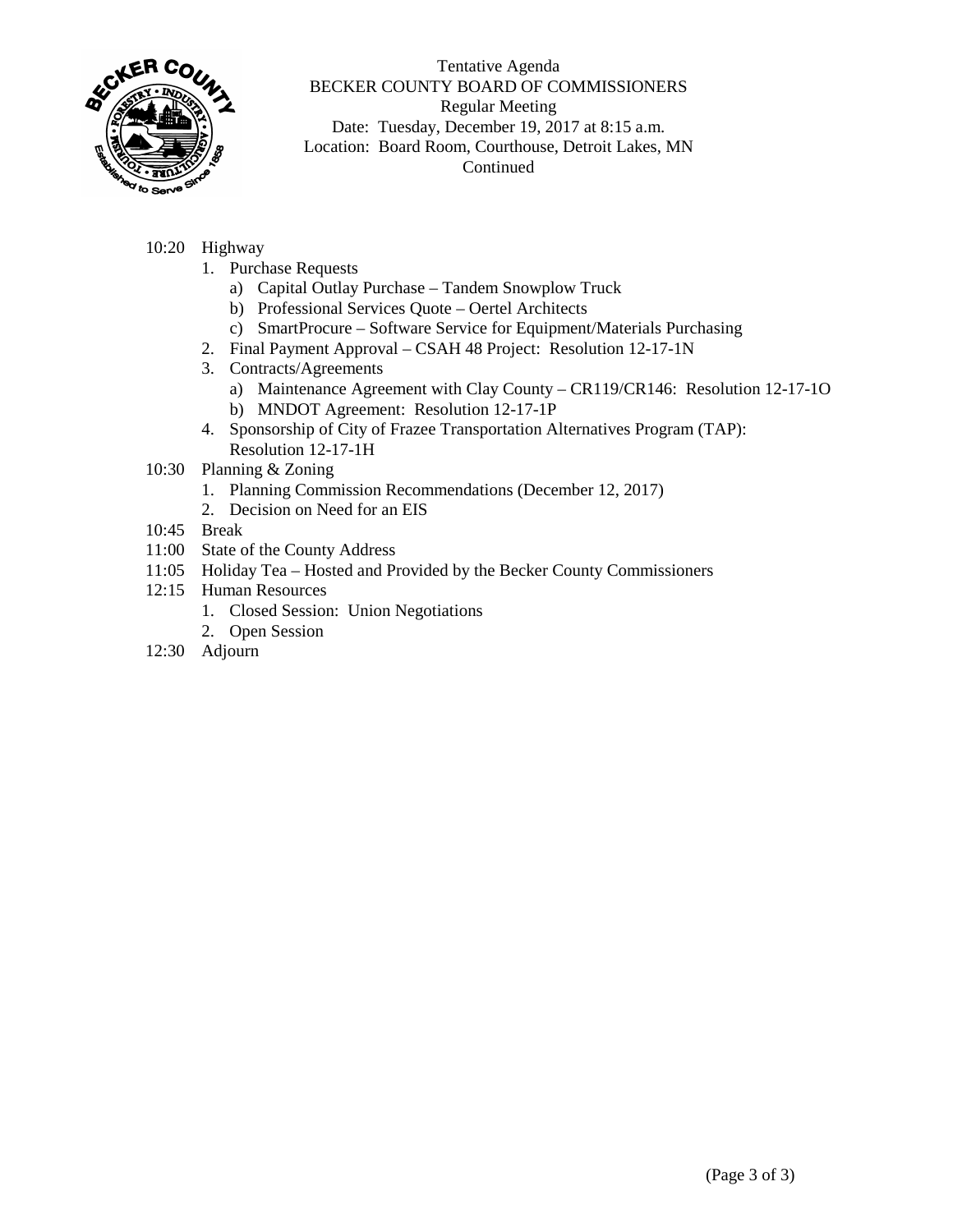Tentative Agenda
BECKER COUNTY BOARD OF COMMISSIONERS
Regular Meeting
Date: Tuesday, December 19, 2017 at 8:15 a.m.
Location: Board Room, Courthouse, Detroit Lakes, MN
Continued

10:20 Highway
1. Purchase Requests
   a) Capital Outlay Purchase – Tandem Snowplow Truck
   b) Professional Services Quote – Oertel Architects
   c) SmartProcure – Software Service for Equipment/Materials Purchasing
2. Final Payment Approval – CSAH 48 Project: Resolution 12-17-1N
3. Contracts/Agreements
   a) Maintenance Agreement with Clay County – CR119/CR146: Resolution 12-17-1O
   b) MNDOT Agreement: Resolution 12-17-1P
4. Sponsorship of City of Frazee Transportation Alternatives Program (TAP): Resolution 12-17-1H

10:30 Planning & Zoning
1. Planning Commission Recommendations (December 12, 2017)
2. Decision on Need for an EIS

10:45 Break

11:00 State of the County Address

11:05 Holiday Tea – Hosted and Provided by the Becker County Commissioners

12:15 Human Resources
1. Closed Session: Union Negotiations
2. Open Session

12:30 Adjourn